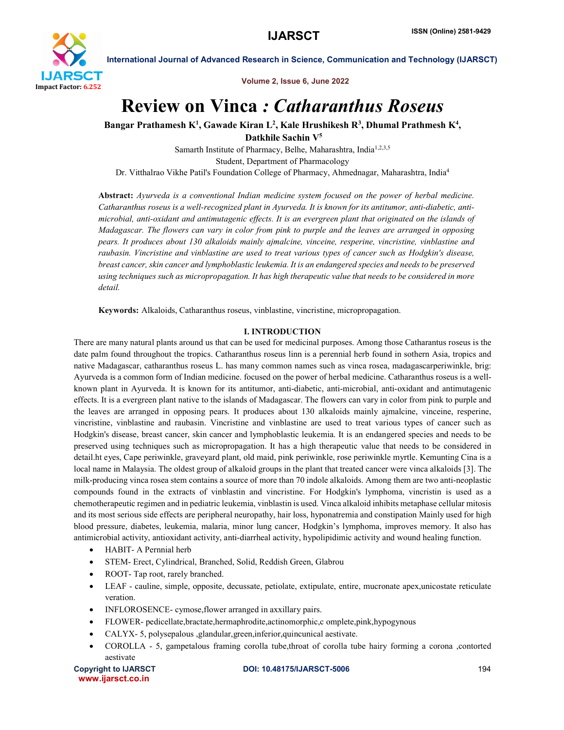# Review on Vinca : *Catharanthus Roseus*

**Bangar Prathamesh K[1], Gawade Kiran L[2], Kale Hrushikesh R[3], Dhumal Prathmesh K[4], Datkhile Sachin V[5]**

Samarth Institute of Pharmacy, Belhe, Maharashtra, India[1,2,3,5]
Student, Department of Pharmacology
Dr. Vitthalrao Vikhe Patil's Foundation College of Pharmacy, Ahmednagar, Maharashtra, India[4]

**Abstract:** *Ayurveda is a conventional Indian medicine system focused on the power of herbal medicine. Catharanthus roseus is a well-recognized plant in Ayurveda. It is known for its antitumor, anti-diabetic, anti-microbial, anti-oxidant and antimutagenic effects. It is an evergreen plant that originated on the islands of Madagascar. The flowers can vary in color from pink to purple and the leaves are arranged in opposing pears. It produces about 130 alkaloids mainly ajmalcine, vinceine, resperine, vincristine, vinblastine and raubasin. Vincristine and vinblastine are used to treat various types of cancer such as Hodgkin's disease, breast cancer, skin cancer and lymphoblastic leukemia. It is an endangered species and needs to be preserved using techniques such as micropropagation. It has high therapeutic value that needs to be considered in more detail.*

**Keywords:** Alkaloids, Catharanthus roseus, vinblastine, vincristine, micropropagation.

## I. INTRODUCTION

There are many natural plants around us that can be used for medicinal purposes. Among those Catharantus roseus is the date palm found throughout the tropics. Catharanthus roseus linn is a perennial herb found in sothern Asia, tropics and native Madagascar, catharanthus roseus L. has many common names such as vinca rosea, madagascarperiwinkle, brig: Ayurveda is a common form of Indian medicine. focused on the power of herbal medicine. Catharanthus roseus is a well-known plant in Ayurveda. It is known for its antitumor, anti-diabetic, anti-microbial, anti-oxidant and antimutagenic effects. It is a evergreen plant native to the islands of Madagascar. The flowers can vary in color from pink to purple and the leaves are arranged in opposing pears. It produces about 130 alkaloids mainly ajmalcine, vinceine, resperine, vincristine, vinblastine and raubasin. Vincristine and vinblastine are used to treat various types of cancer such as Hodgkin's disease, breast cancer, skin cancer and lymphoblastic leukemia. It is an endangered species and needs to be preserved using techniques such as micropropagation. It has a high therapeutic value that needs to be considered in detail.ht eyes, Cape periwinkle, graveyard plant, old maid, pink periwinkle, rose periwinkle myrtle. Kemunting Cina is a local name in Malaysia. The oldest group of alkaloid groups in the plant that treated cancer were vinca alkaloids [3]. The milk-producing vinca rosea stem contains a source of more than 70 indole alkaloids. Among them are two anti-neoplastic compounds found in the extracts of vinblastin and vincristine. For Hodgkin's lymphoma, vincristin is used as a chemotherapeutic regimen and in pediatric leukemia, vinblastin is used. Vinca alkaloid inhibits metaphase cellular mitosis and its most serious side effects are peripheral neuropathy, hair loss, hyponatremia and constipation Mainly used for high blood pressure, diabetes, leukemia, malaria, minor lung cancer, Hodgkin's lymphoma, improves memory. It also has antimicrobial activity, antioxidant activity, anti-diarrheal activity, hypolipidimic activity and wound healing function.

- HABIT- A Pernnial herb
- STEM- Erect, Cylindrical, Branched, Solid, Reddish Green, Glabrou
- ROOT- Tap root, rarely branched.
- LEAF - cauline, simple, opposite, decussate, petiolate, extipulate, entire, mucronate apex,unicostate reticulate veration.
- INFLOROSENCE- cymose,flower arranged in axxillary pairs.
- FLOWER- pedicellate,bractate,hermaphrodite,actinomorphic,c omplete,pink,hypogynous
- CALYX- 5, polysepalous ,glandular,green,inferior,quincunical aestivate.
- COROLLA - 5, gampetalous framing corolla tube,throat of corolla tube hairy forming a corona ,contorted aestivate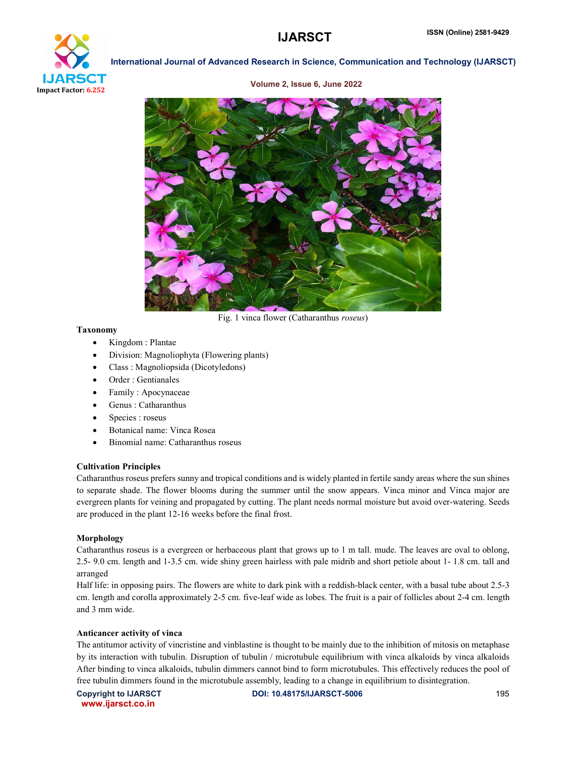Fig. 1 vinca flower (Catharanthus *roseus*)

**Taxonomy**

- Kingdom : Plantae
- Division: Magnoliophyta (Flowering plants)
- Class : Magnoliopsida (Dicotyledons)
- Order : Gentianales
- Family : Apocynaceae
- Genus : Catharanthus
- Species : roseus
- Botanical name: Vinca Rosea
- Binomial name: Catharanthus roseus

**Cultivation Principles**

Catharanthus roseus prefers sunny and tropical conditions and is widely planted in fertile sandy areas where the sun shines to separate shade. The flower blooms during the summer until the snow appears. Vinca minor and Vinca major are evergreen plants for veining and propagated by cutting. The plant needs normal moisture but avoid over-watering. Seeds are produced in the plant 12-16 weeks before the final frost.

**Morphology**

Catharanthus roseus is a evergreen or herbaceous plant that grows up to 1 m tall. mude. The leaves are oval to oblong, 2.5- 9.0 cm. length and 1-3.5 cm. wide shiny green hairless with pale midrib and short petiole about 1- 1.8 cm. tall and arranged

Half life: in opposing pairs. The flowers are white to dark pink with a reddish-black center, with a basal tube about 2.5-3 cm. length and corolla approximately 2-5 cm. five-leaf wide as lobes. The fruit is a pair of follicles about 2-4 cm. length and 3 mm wide.

**Anticancer activity of vinca**

The antitumor activity of vincristine and vinblastine is thought to be mainly due to the inhibition of mitosis on metaphase by its interaction with tubulin. Disruption of tubulin / microtubule equilibrium with vinca alkaloids by vinca alkaloids After binding to vinca alkaloids, tubulin dimmers cannot bind to form microtubules. This effectively reduces the pool of free tubulin dimmers found in the microtubule assembly, leading to a change in equilibrium to disintegration.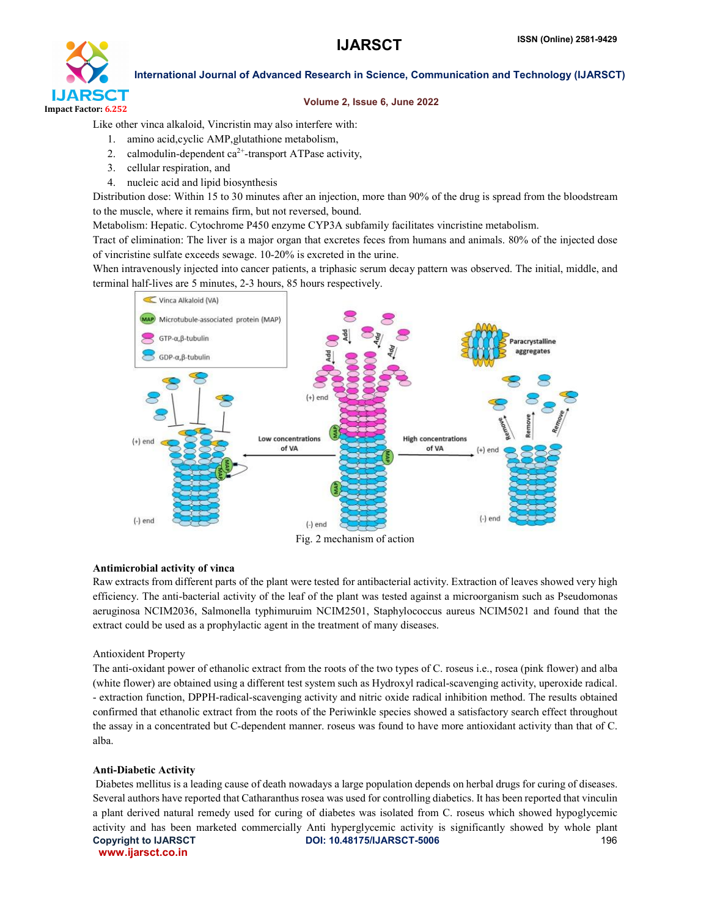Like other vinca alkaloid, Vincristin may also interfere with:

1. amino acid,cyclic AMP,glutathione metabolism,
2. calmodulin-dependent $ca^{2+}$-transport ATPase activity,
3. cellular respiration, and
4. nucleic acid and lipid biosynthesis

Distribution dose: Within 15 to 30 minutes after an injection, more than 90% of the drug is spread from the bloodstream to the muscle, where it remains firm, but not reversed, bound.

Metabolism: Hepatic. Cytochrome P450 enzyme CYP3A subfamily facilitates vincristine metabolism.

Tract of elimination: The liver is a major organ that excretes feces from humans and animals. 80% of the injected dose of vincristine sulfate exceeds sewage. 10-20% is excreted in the urine.

When intravenously injected into cancer patients, a triphasic serum decay pattern was observed. The initial, middle, and terminal half-lives are 5 minutes, 2-3 hours, 85 hours respectively.

Fig. 2 mechanism of action

**Antimicrobial activity of vinca**

Raw extracts from different parts of the plant were tested for antibacterial activity. Extraction of leaves showed very high efficiency. The anti-bacterial activity of the leaf of the plant was tested against a microorganism such as Pseudomonas aeruginosa NCIM2036, Salmonella typhimuruim NCIM2501, Staphylococcus aureus NCIM5021 and found that the extract could be used as a prophylactic agent in the treatment of many diseases.

Antioxident Property

The anti-oxidant power of ethanolic extract from the roots of the two types of C. roseus i.e., rosea (pink flower) and alba (white flower) are obtained using a different test system such as Hydroxyl radical-scavenging activity, uperoxide radical. - extraction function, DPPH-radical-scavenging activity and nitric oxide radical inhibition method. The results obtained confirmed that ethanolic extract from the roots of the Periwinkle species showed a satisfactory search effect throughout the assay in a concentrated but C-dependent manner. roseus was found to have more antioxidant activity than that of C. alba.

**Anti-Diabetic Activity**

Diabetes mellitus is a leading cause of death nowadays a large population depends on herbal drugs for curing of diseases. Several authors have reported that Catharanthus rosea was used for controlling diabetics. It has been reported that vinculin a plant derived natural remedy used for curing of diabetes was isolated from C. roseus which showed hypoglycemic activity and has been marketed commercially Anti hyperglycemic activity is significantly showed by whole plant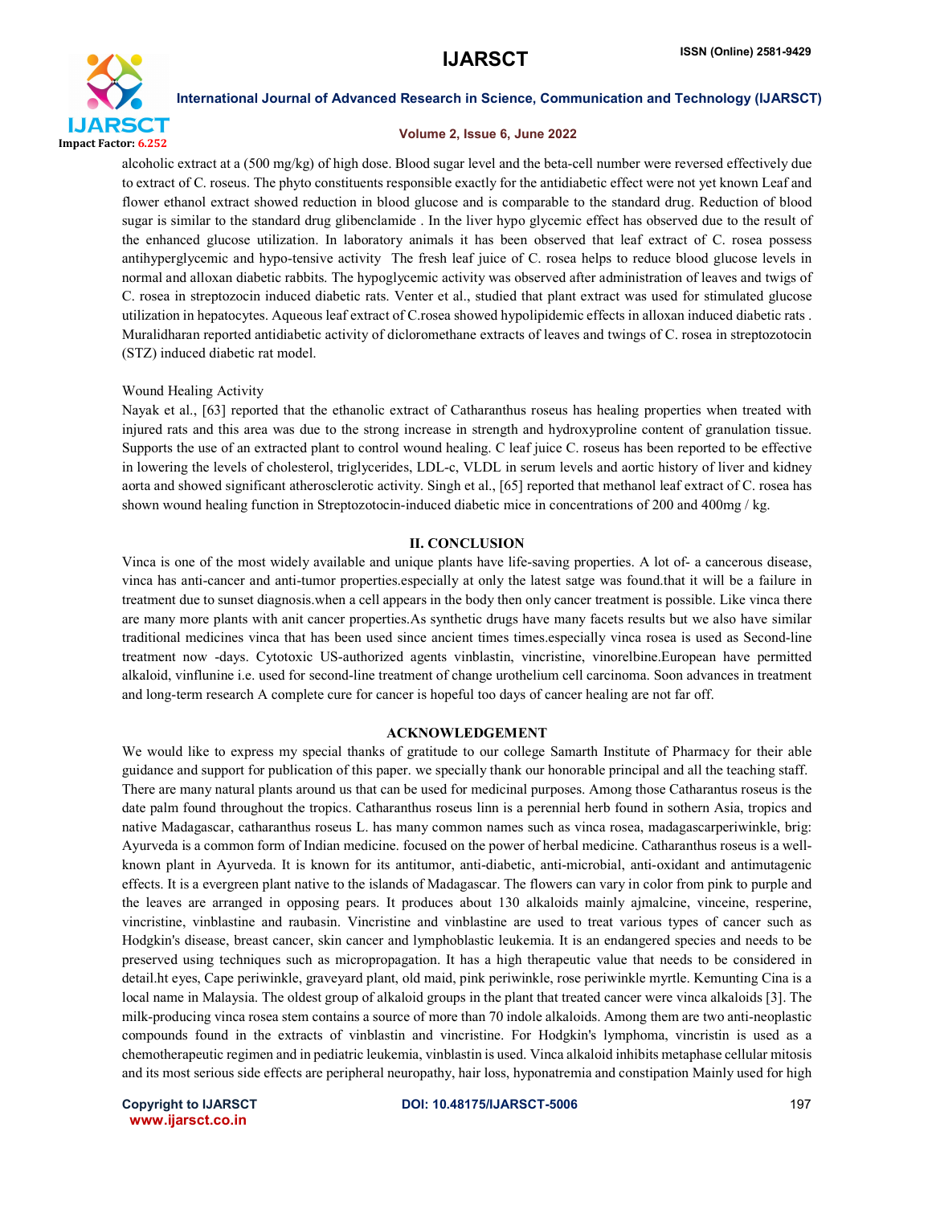alcoholic extract at a (500 mg/kg) of high dose. Blood sugar level and the beta-cell number were reversed effectively due to extract of C. roseus. The phyto constituents responsible exactly for the antidiabetic effect were not yet known Leaf and flower ethanol extract showed reduction in blood glucose and is comparable to the standard drug. Reduction of blood sugar is similar to the standard drug glibenclamide . In the liver hypo glycemic effect has observed due to the result of the enhanced glucose utilization. In laboratory animals it has been observed that leaf extract of C. rosea possess antihyperglycemic and hypo-tensive activity The fresh leaf juice of C. rosea helps to reduce blood glucose levels in normal and alloxan diabetic rabbits. The hypoglycemic activity was observed after administration of leaves and twigs of C. rosea in streptozocin induced diabetic rats. Venter et al., studied that plant extract was used for stimulated glucose utilization in hepatocytes. Aqueous leaf extract of C.rosea showed hypolipidemic effects in alloxan induced diabetic rats . Muralidharan reported antidiabetic activity of dicloromethane extracts of leaves and twings of C. rosea in streptozotocin (STZ) induced diabetic rat model.

Wound Healing Activity

Nayak et al., [63] reported that the ethanolic extract of Catharanthus roseus has healing properties when treated with injured rats and this area was due to the strong increase in strength and hydroxyproline content of granulation tissue. Supports the use of an extracted plant to control wound healing. C leaf juice C. roseus has been reported to be effective in lowering the levels of cholesterol, triglycerides, LDL-c, VLDL in serum levels and aortic history of liver and kidney aorta and showed significant atherosclerotic activity. Singh et al., [65] reported that methanol leaf extract of C. rosea has shown wound healing function in Streptozotocin-induced diabetic mice in concentrations of 200 and 400mg / kg.

## II. CONCLUSION

Vinca is one of the most widely available and unique plants have life-saving properties. A lot of- a cancerous disease, vinca has anti-cancer and anti-tumor properties.especially at only the latest satge was found.that it will be a failure in treatment due to sunset diagnosis.when a cell appears in the body then only cancer treatment is possible. Like vinca there are many more plants with anit cancer properties.As synthetic drugs have many facets results but we also have similar traditional medicines vinca that has been used since ancient times times.especially vinca rosea is used as Second-line treatment now -days. Cytotoxic US-authorized agents vinblastin, vincristine, vinorelbine.European have permitted alkaloid, vinflunine i.e. used for second-line treatment of change urothelium cell carcinoma. Soon advances in treatment and long-term research A complete cure for cancer is hopeful too days of cancer healing are not far off.

## ACKNOWLEDGEMENT

We would like to express my special thanks of gratitude to our college Samarth Institute of Pharmacy for their able guidance and support for publication of this paper. we specially thank our honorable principal and all the teaching staff. There are many natural plants around us that can be used for medicinal purposes. Among those Catharantus roseus is the date palm found throughout the tropics. Catharanthus roseus linn is a perennial herb found in sothern Asia, tropics and native Madagascar, catharanthus roseus L. has many common names such as vinca rosea, madagascarperiwinkle, brig: Ayurveda is a common form of Indian medicine. focused on the power of herbal medicine. Catharanthus roseus is a well-known plant in Ayurveda. It is known for its antitumor, anti-diabetic, anti-microbial, anti-oxidant and antimutagenic effects. It is a evergreen plant native to the islands of Madagascar. The flowers can vary in color from pink to purple and the leaves are arranged in opposing pears. It produces about 130 alkaloids mainly ajmalcine, vinceine, resperine, vincristine, vinblastine and raubasin. Vincristine and vinblastine are used to treat various types of cancer such as Hodgkin's disease, breast cancer, skin cancer and lymphoblastic leukemia. It is an endangered species and needs to be preserved using techniques such as micropropagation. It has a high therapeutic value that needs to be considered in detail.ht eyes, Cape periwinkle, graveyard plant, old maid, pink periwinkle, rose periwinkle myrtle. Kemunting Cina is a local name in Malaysia. The oldest group of alkaloid groups in the plant that treated cancer were vinca alkaloids [3]. The milk-producing vinca rosea stem contains a source of more than 70 indole alkaloids. Among them are two anti-neoplastic compounds found in the extracts of vinblastin and vincristine. For Hodgkin's lymphoma, vincristin is used as a chemotherapeutic regimen and in pediatric leukemia, vinblastin is used. Vinca alkaloid inhibits metaphase cellular mitosis and its most serious side effects are peripheral neuropathy, hair loss, hyponatremia and constipation Mainly used for high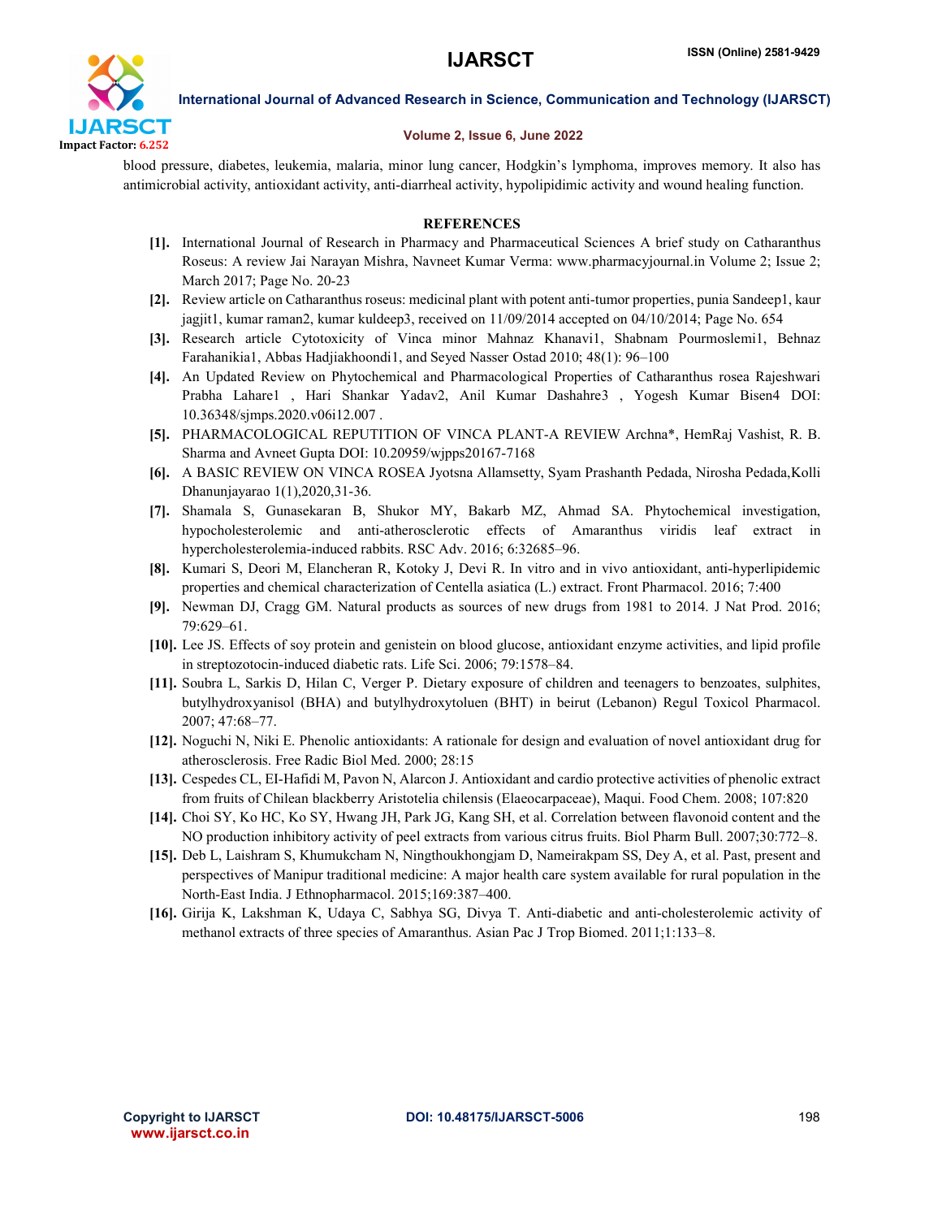blood pressure, diabetes, leukemia, malaria, minor lung cancer, Hodgkin's lymphoma, improves memory. It also has antimicrobial activity, antioxidant activity, anti-diarrheal activity, hypolipidimic activity and wound healing function.

## REFERENCES

[1]. International Journal of Research in Pharmacy and Pharmaceutical Sciences A brief study on Catharanthus Roseus: A review Jai Narayan Mishra, Navneet Kumar Verma: www.pharmacyjournal.in Volume 2; Issue 2; March 2017; Page No. 20-23

[2]. Review article on Catharanthus roseus: medicinal plant with potent anti-tumor properties, punia Sandeep1, kaur jagjit1, kumar raman2, kumar kuldeep3, received on 11/09/2014 accepted on 04/10/2014; Page No. 654

[3]. Research article Cytotoxicity of Vinca minor Mahnaz Khanavi1, Shabnam Pourmoslemi1, Behnaz Farahanikia1, Abbas Hadjiakhoondi1, and Seyed Nasser Ostad 2010; 48(1): 96–100

[4]. An Updated Review on Phytochemical and Pharmacological Properties of Catharanthus rosea Rajeshwari Prabha Lahare1 , Hari Shankar Yadav2, Anil Kumar Dashahre3 , Yogesh Kumar Bisen4 DOI: 10.36348/sjmps.2020.v06i12.007 .

[5]. PHARMACOLOGICAL REPUTITION OF VINCA PLANT-A REVIEW Archna*, HemRaj Vashist, R. B. Sharma and Avneet Gupta DOI: 10.20959/wjpps20167-7168

[6]. A BASIC REVIEW ON VINCA ROSEA Jyotsna Allamsetty, Syam Prashanth Pedada, Nirosha Pedada,Kolli Dhanunjayarao 1(1),2020,31-36.

[7]. Shamala S, Gunasekaran B, Shukor MY, Bakarb MZ, Ahmad SA. Phytochemical investigation, hypocholesterolemic and anti-atherosclerotic effects of Amaranthus viridis leaf extract in hypercholesterolemia-induced rabbits. RSC Adv. 2016; 6:32685–96.

[8]. Kumari S, Deori M, Elancheran R, Kotoky J, Devi R. In vitro and in vivo antioxidant, anti-hyperlipidemic properties and chemical characterization of Centella asiatica (L.) extract. Front Pharmacol. 2016; 7:400

[9]. Newman DJ, Cragg GM. Natural products as sources of new drugs from 1981 to 2014. J Nat Prod. 2016; 79:629–61.

[10]. Lee JS. Effects of soy protein and genistein on blood glucose, antioxidant enzyme activities, and lipid profile in streptozotocin-induced diabetic rats. Life Sci. 2006; 79:1578–84.

[11]. Soubra L, Sarkis D, Hilan C, Verger P. Dietary exposure of children and teenagers to benzoates, sulphites, butylhydroxyanisol (BHA) and butylhydroxytoluen (BHT) in beirut (Lebanon) Regul Toxicol Pharmacol. 2007; 47:68–77.

[12]. Noguchi N, Niki E. Phenolic antioxidants: A rationale for design and evaluation of novel antioxidant drug for atherosclerosis. Free Radic Biol Med. 2000; 28:15

[13]. Cespedes CL, EI-Hafidi M, Pavon N, Alarcon J. Antioxidant and cardio protective activities of phenolic extract from fruits of Chilean blackberry Aristotelia chilensis (Elaeocarpaceae), Maqui. Food Chem. 2008; 107:820

[14]. Choi SY, Ko HC, Ko SY, Hwang JH, Park JG, Kang SH, et al. Correlation between flavonoid content and the NO production inhibitory activity of peel extracts from various citrus fruits. Biol Pharm Bull. 2007;30:772–8.

[15]. Deb L, Laishram S, Khumukcham N, Ningthoukhongjam D, Nameirakpam SS, Dey A, et al. Past, present and perspectives of Manipur traditional medicine: A major health care system available for rural population in the North-East India. J Ethnopharmacol. 2015;169:387–400.

[16]. Girija K, Lakshman K, Udaya C, Sabhya SG, Divya T. Anti-diabetic and anti-cholesterolemic activity of methanol extracts of three species of Amaranthus. Asian Pac J Trop Biomed. 2011;1:133–8.